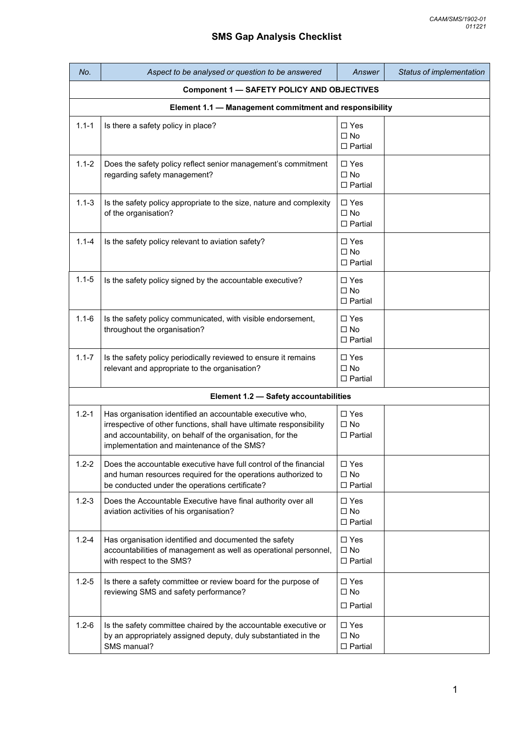# SMS Gap Analysis Checklist

| *No.* | *Aspect to be analysed or question to be answered* | *Answer* | *Status of implementation* |
|---|---|---|---|
| | **Component 1 — SAFETY POLICY AND OBJECTIVES** | | |
| | **Element 1.1 — Management commitment and responsibility** | | |
| 1.1-1 | Is there a safety policy in place? | ☐ Yes<br>☐ No<br>☐ Partial | |
| 1.1-2 | Does the safety policy reflect senior management's commitment regarding safety management? | ☐ Yes<br>☐ No<br>☐ Partial | |
| 1.1-3 | Is the safety policy appropriate to the size, nature and complexity of the organisation? | ☐ Yes<br>☐ No<br>☐ Partial | |
| 1.1-4 | Is the safety policy relevant to aviation safety? | ☐ Yes<br>☐ No<br>☐ Partial | |
| 1.1-5 | Is the safety policy signed by the accountable executive? | ☐ Yes<br>☐ No<br>☐ Partial | |
| 1.1-6 | Is the safety policy communicated, with visible endorsement, throughout the organisation? | ☐ Yes<br>☐ No<br>☐ Partial | |
| 1.1-7 | Is the safety policy periodically reviewed to ensure it remains relevant and appropriate to the organisation? | ☐ Yes<br>☐ No<br>☐ Partial | |
| | **Element 1.2 — Safety accountabilities** | | |
| 1.2-1 | Has organisation identified an accountable executive who, irrespective of other functions, shall have ultimate responsibility and accountability, on behalf of the organisation, for the implementation and maintenance of the SMS? | ☐ Yes<br>☐ No<br>☐ Partial | |
| 1.2-2 | Does the accountable executive have full control of the financial and human resources required for the operations authorized to be conducted under the operations certificate? | ☐ Yes<br>☐ No<br>☐ Partial | |
| 1.2-3 | Does the Accountable Executive have final authority over all aviation activities of his organisation? | ☐ Yes<br>☐ No<br>☐ Partial | |
| 1.2-4 | Has organisation identified and documented the safety accountabilities of management as well as operational personnel, with respect to the SMS? | ☐ Yes<br>☐ No<br>☐ Partial | |
| 1.2-5 | Is there a safety committee or review board for the purpose of reviewing SMS and safety performance? | ☐ Yes<br>☐ No<br>☐ Partial | |
| 1.2-6 | Is the safety committee chaired by the accountable executive or by an appropriately assigned deputy, duly substantiated in the SMS manual? | ☐ Yes<br>☐ No<br>☐ Partial | |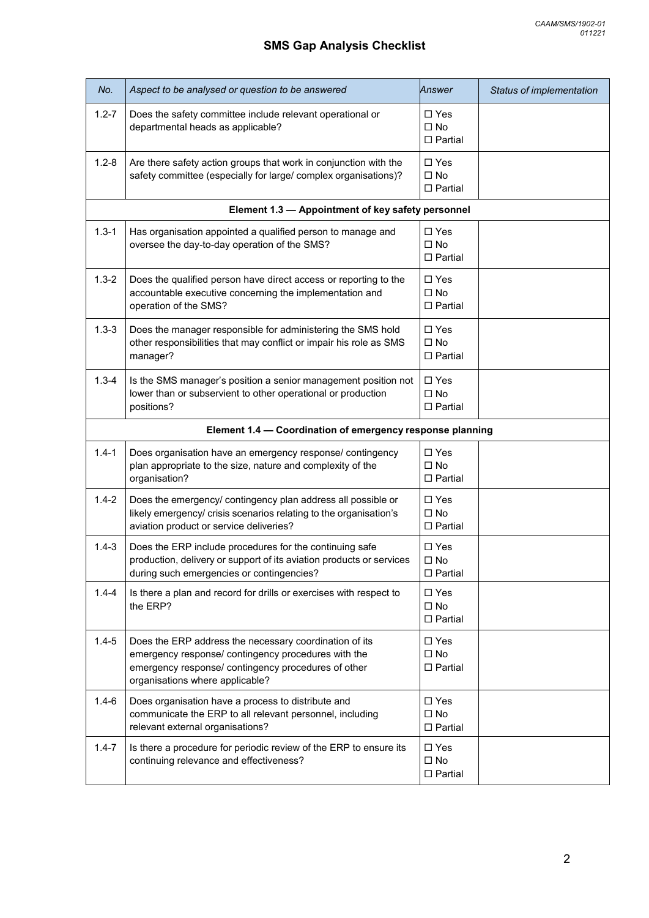## SMS Gap Analysis Checklist

| *No.* | *Aspect to be analysed or question to be answered* | *Answer* | *Status of implementation* |
|---|---|---|---|
| 1.2-7 | Does the safety committee include relevant operational or departmental heads as applicable? | ☐ Yes<br>☐ No<br>☐ Partial | |
| 1.2-8 | Are there safety action groups that work in conjunction with the safety committee (especially for large/ complex organisations)? | ☐ Yes<br>☐ No<br>☐ Partial | |
| | **Element 1.3 — Appointment of key safety personnel** | | |
| 1.3-1 | Has organisation appointed a qualified person to manage and oversee the day-to-day operation of the SMS? | ☐ Yes<br>☐ No<br>☐ Partial | |
| 1.3-2 | Does the qualified person have direct access or reporting to the accountable executive concerning the implementation and operation of the SMS? | ☐ Yes<br>☐ No<br>☐ Partial | |
| 1.3-3 | Does the manager responsible for administering the SMS hold other responsibilities that may conflict or impair his role as SMS manager? | ☐ Yes<br>☐ No<br>☐ Partial | |
| 1.3-4 | Is the SMS manager's position a senior management position not lower than or subservient to other operational or production positions? | ☐ Yes<br>☐ No<br>☐ Partial | |
| | **Element 1.4 — Coordination of emergency response planning** | | |
| 1.4-1 | Does organisation have an emergency response/ contingency plan appropriate to the size, nature and complexity of the organisation? | ☐ Yes<br>☐ No<br>☐ Partial | |
| 1.4-2 | Does the emergency/ contingency plan address all possible or likely emergency/ crisis scenarios relating to the organisation's aviation product or service deliveries? | ☐ Yes<br>☐ No<br>☐ Partial | |
| 1.4-3 | Does the ERP include procedures for the continuing safe production, delivery or support of its aviation products or services during such emergencies or contingencies? | ☐ Yes<br>☐ No<br>☐ Partial | |
| 1.4-4 | Is there a plan and record for drills or exercises with respect to the ERP? | ☐ Yes<br>☐ No<br>☐ Partial | |
| 1.4-5 | Does the ERP address the necessary coordination of its emergency response/ contingency procedures with the emergency response/ contingency procedures of other organisations where applicable? | ☐ Yes<br>☐ No<br>☐ Partial | |
| 1.4-6 | Does organisation have a process to distribute and communicate the ERP to all relevant personnel, including relevant external organisations? | ☐ Yes<br>☐ No<br>☐ Partial | |
| 1.4-7 | Is there a procedure for periodic review of the ERP to ensure its continuing relevance and effectiveness? | ☐ Yes<br>☐ No<br>☐ Partial | |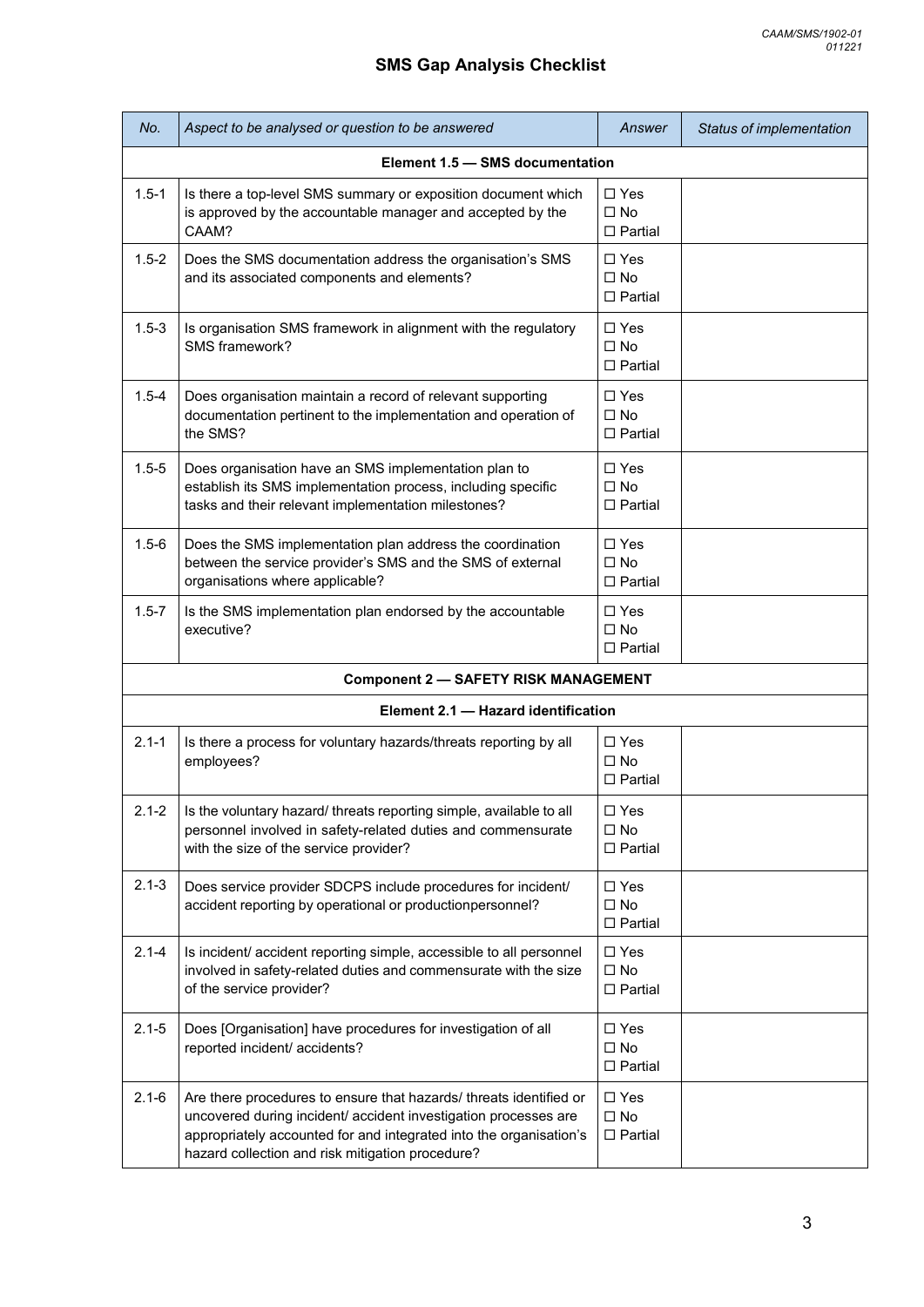## SMS Gap Analysis Checklist

| *No.* | *Aspect to be analysed or question to be answered* | *Answer* | *Status of implementation* |
|---|---|---|---|
| **Element 1.5 — SMS documentation** | | | |
| 1.5-1 | Is there a top-level SMS summary or exposition document which is approved by the accountable manager and accepted by the CAAM? | ☐ Yes<br>☐ No<br>☐ Partial | |
| 1.5-2 | Does the SMS documentation address the organisation's SMS and its associated components and elements? | ☐ Yes<br>☐ No<br>☐ Partial | |
| 1.5-3 | Is organisation SMS framework in alignment with the regulatory SMS framework? | ☐ Yes<br>☐ No<br>☐ Partial | |
| 1.5-4 | Does organisation maintain a record of relevant supporting documentation pertinent to the implementation and operation of the SMS? | ☐ Yes<br>☐ No<br>☐ Partial | |
| 1.5-5 | Does organisation have an SMS implementation plan to establish its SMS implementation process, including specific tasks and their relevant implementation milestones? | ☐ Yes<br>☐ No<br>☐ Partial | |
| 1.5-6 | Does the SMS implementation plan address the coordination between the service provider's SMS and the SMS of external organisations where applicable? | ☐ Yes<br>☐ No<br>☐ Partial | |
| 1.5-7 | Is the SMS implementation plan endorsed by the accountable executive? | ☐ Yes<br>☐ No<br>☐ Partial | |
| **Component 2 — SAFETY RISK MANAGEMENT** | | | |
| **Element 2.1 — Hazard identification** | | | |
| 2.1-1 | Is there a process for voluntary hazards/threats reporting by all employees? | ☐ Yes<br>☐ No<br>☐ Partial | |
| 2.1-2 | Is the voluntary hazard/ threats reporting simple, available to all personnel involved in safety-related duties and commensurate with the size of the service provider? | ☐ Yes<br>☐ No<br>☐ Partial | |
| 2.1-3 | Does service provider SDCPS include procedures for incident/ accident reporting by operational or productionpersonnel? | ☐ Yes<br>☐ No<br>☐ Partial | |
| 2.1-4 | Is incident/ accident reporting simple, accessible to all personnel involved in safety-related duties and commensurate with the size of the service provider? | ☐ Yes<br>☐ No<br>☐ Partial | |
| 2.1-5 | Does [Organisation] have procedures for investigation of all reported incident/ accidents? | ☐ Yes<br>☐ No<br>☐ Partial | |
| 2.1-6 | Are there procedures to ensure that hazards/ threats identified or uncovered during incident/ accident investigation processes are appropriately accounted for and integrated into the organisation's hazard collection and risk mitigation procedure? | ☐ Yes<br>☐ No<br>☐ Partial | |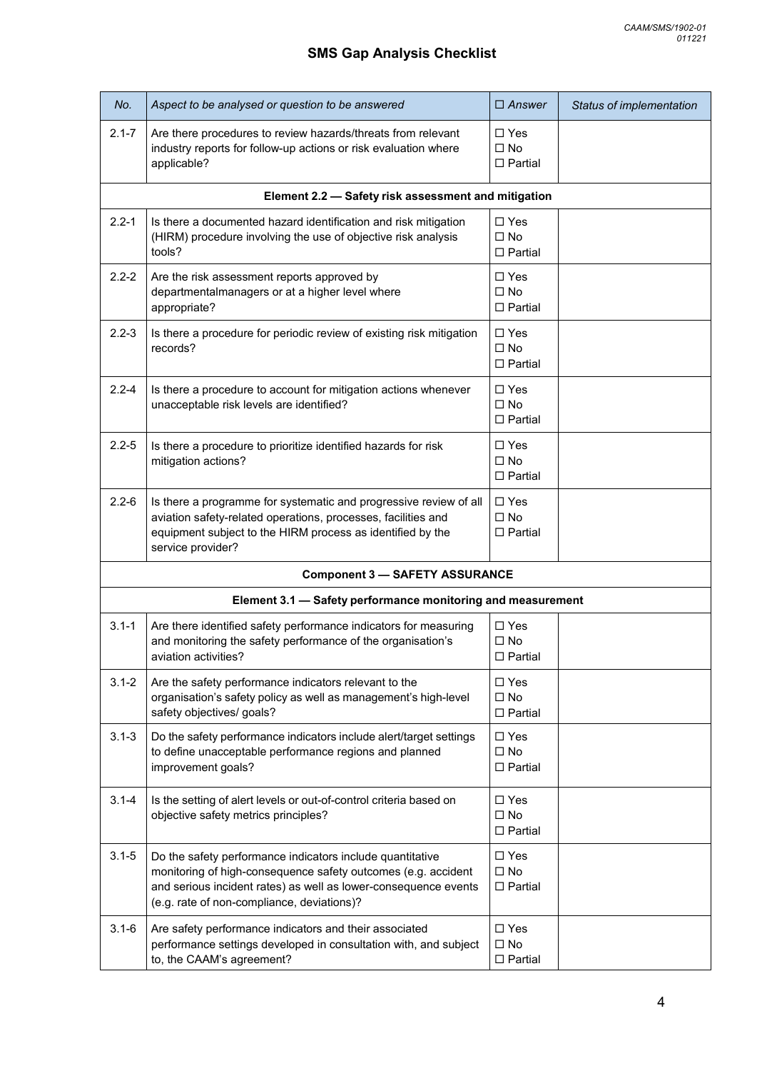## SMS Gap Analysis Checklist

| *No.* | *Aspect to be analysed or question to be answered* | ☐ *Answer* | *Status of implementation* |
|---|---|---|---|
| 2.1-7 | Are there procedures to review hazards/threats from relevant industry reports for follow-up actions or risk evaluation where applicable? | ☐ Yes<br>☐ No<br>☐ Partial | |
| | **Element 2.2 — Safety risk assessment and mitigation** | | |
| 2.2-1 | Is there a documented hazard identification and risk mitigation (HIRM) procedure involving the use of objective risk analysis tools? | ☐ Yes<br>☐ No<br>☐ Partial | |
| 2.2-2 | Are the risk assessment reports approved by departmentalmanagers or at a higher level where appropriate? | ☐ Yes<br>☐ No<br>☐ Partial | |
| 2.2-3 | Is there a procedure for periodic review of existing risk mitigation records? | ☐ Yes<br>☐ No<br>☐ Partial | |
| 2.2-4 | Is there a procedure to account for mitigation actions whenever unacceptable risk levels are identified? | ☐ Yes<br>☐ No<br>☐ Partial | |
| 2.2-5 | Is there a procedure to prioritize identified hazards for risk mitigation actions? | ☐ Yes<br>☐ No<br>☐ Partial | |
| 2.2-6 | Is there a programme for systematic and progressive review of all aviation safety-related operations, processes, facilities and equipment subject to the HIRM process as identified by the service provider? | ☐ Yes<br>☐ No<br>☐ Partial | |
| | **Component 3 — SAFETY ASSURANCE** | | |
| | **Element 3.1 — Safety performance monitoring and measurement** | | |
| 3.1-1 | Are there identified safety performance indicators for measuring and monitoring the safety performance of the organisation's aviation activities? | ☐ Yes<br>☐ No<br>☐ Partial | |
| 3.1-2 | Are the safety performance indicators relevant to the organisation's safety policy as well as management's high-level safety objectives/ goals? | ☐ Yes<br>☐ No<br>☐ Partial | |
| 3.1-3 | Do the safety performance indicators include alert/target settings to define unacceptable performance regions and planned improvement goals? | ☐ Yes<br>☐ No<br>☐ Partial | |
| 3.1-4 | Is the setting of alert levels or out-of-control criteria based on objective safety metrics principles? | ☐ Yes<br>☐ No<br>☐ Partial | |
| 3.1-5 | Do the safety performance indicators include quantitative monitoring of high-consequence safety outcomes (e.g. accident and serious incident rates) as well as lower-consequence events (e.g. rate of non-compliance, deviations)? | ☐ Yes<br>☐ No<br>☐ Partial | |
| 3.1-6 | Are safety performance indicators and their associated performance settings developed in consultation with, and subject to, the CAAM's agreement? | ☐ Yes<br>☐ No<br>☐ Partial | |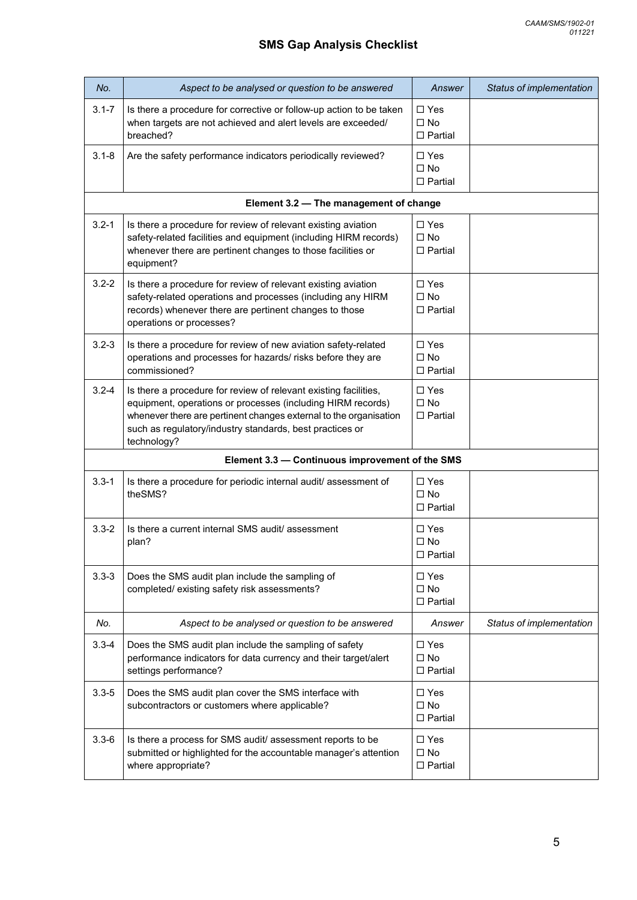## SMS Gap Analysis Checklist

| *No.* | *Aspect to be analysed or question to be answered* | *Answer* | *Status of implementation* |
|---|---|---|---|
| 3.1-7 | Is there a procedure for corrective or follow-up action to be taken when targets are not achieved and alert levels are exceeded/ breached? | ☐ Yes ☐ No ☐ Partial | |
| 3.1-8 | Are the safety performance indicators periodically reviewed? | ☐ Yes ☐ No ☐ Partial | |
| | **Element 3.2 — The management of change** | | |
| 3.2-1 | Is there a procedure for review of relevant existing aviation safety-related facilities and equipment (including HIRM records) whenever there are pertinent changes to those facilities or equipment? | ☐ Yes ☐ No ☐ Partial | |
| 3.2-2 | Is there a procedure for review of relevant existing aviation safety-related operations and processes (including any HIRM records) whenever there are pertinent changes to those operations or processes? | ☐ Yes ☐ No ☐ Partial | |
| 3.2-3 | Is there a procedure for review of new aviation safety-related operations and processes for hazards/ risks before they are commissioned? | ☐ Yes ☐ No ☐ Partial | |
| 3.2-4 | Is there a procedure for review of relevant existing facilities, equipment, operations or processes (including HIRM records) whenever there are pertinent changes external to the organisation such as regulatory/industry standards, best practices or technology? | ☐ Yes ☐ No ☐ Partial | |
| | **Element 3.3 — Continuous improvement of the SMS** | | |
| 3.3-1 | Is there a procedure for periodic internal audit/ assessment of theSMS? | ☐ Yes ☐ No ☐ Partial | |
| 3.3-2 | Is there a current internal SMS audit/ assessment plan? | ☐ Yes ☐ No ☐ Partial | |
| 3.3-3 | Does the SMS audit plan include the sampling of completed/ existing safety risk assessments? | ☐ Yes ☐ No ☐ Partial | |
| 3.3-4 | Does the SMS audit plan include the sampling of safety performance indicators for data currency and their target/alert settings performance? | ☐ Yes ☐ No ☐ Partial | |
| 3.3-5 | Does the SMS audit plan cover the SMS interface with subcontractors or customers where applicable? | ☐ Yes ☐ No ☐ Partial | |
| 3.3-6 | Is there a process for SMS audit/ assessment reports to be submitted or highlighted for the accountable manager's attention where appropriate? | ☐ Yes ☐ No ☐ Partial | |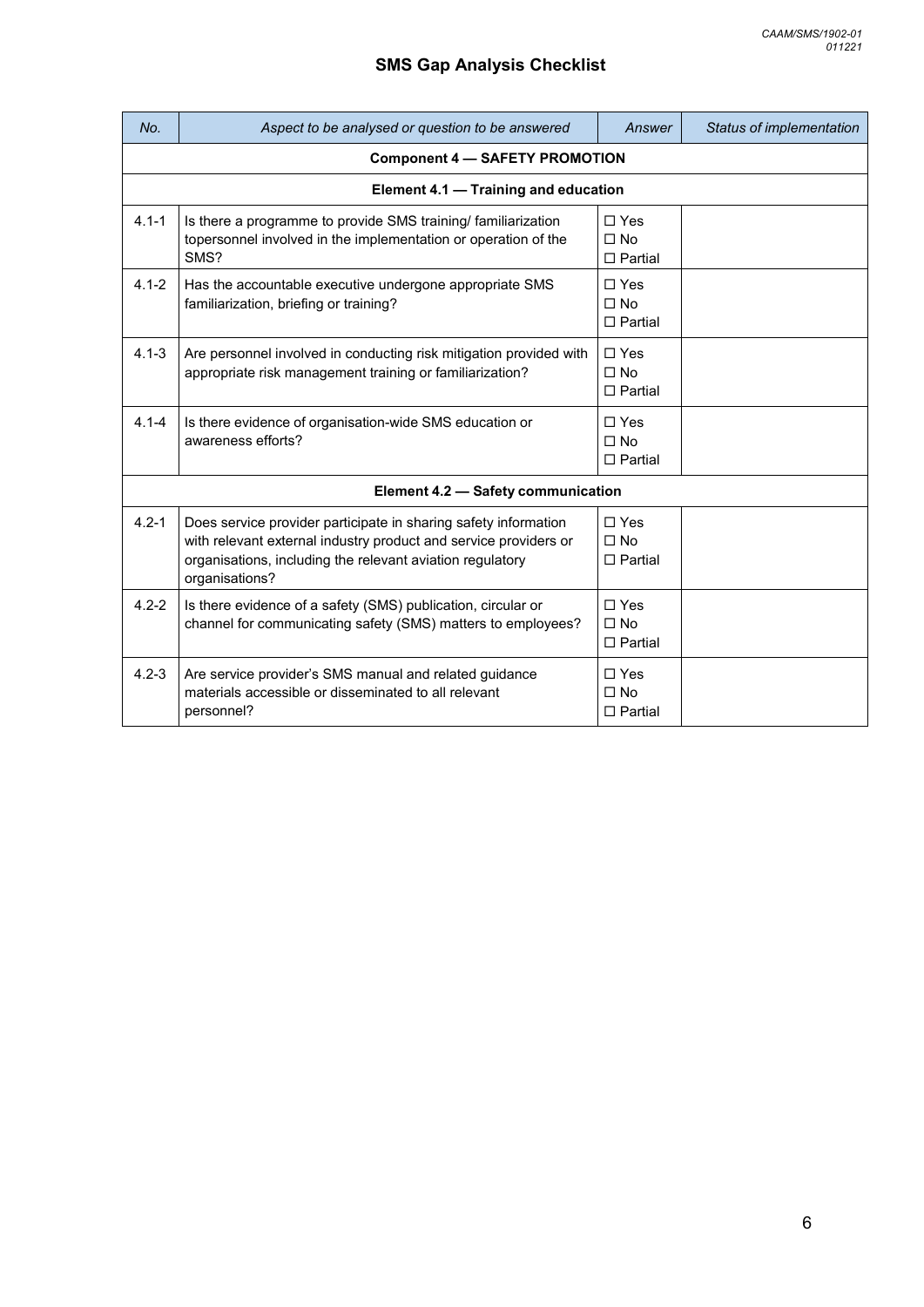## SMS Gap Analysis Checklist

| *No.* | *Aspect to be analysed or question to be answered* | *Answer* | *Status of implementation* |
|---|---|---|---|
| **Component 4 — SAFETY PROMOTION** | | | |
| **Element 4.1 — Training and education** | | | |
| 4.1-1 | Is there a programme to provide SMS training/ familiarization topersonnel involved in the implementation or operation of the SMS? | ☐ Yes<br>☐ No<br>☐ Partial | |
| 4.1-2 | Has the accountable executive undergone appropriate SMS familiarization, briefing or training? | ☐ Yes<br>☐ No<br>☐ Partial | |
| 4.1-3 | Are personnel involved in conducting risk mitigation provided with appropriate risk management training or familiarization? | ☐ Yes<br>☐ No<br>☐ Partial | |
| 4.1-4 | Is there evidence of organisation-wide SMS education or awareness efforts? | ☐ Yes<br>☐ No<br>☐ Partial | |
| **Element 4.2 — Safety communication** | | | |
| 4.2-1 | Does service provider participate in sharing safety information with relevant external industry product and service providers or organisations, including the relevant aviation regulatory organisations? | ☐ Yes<br>☐ No<br>☐ Partial | |
| 4.2-2 | Is there evidence of a safety (SMS) publication, circular or channel for communicating safety (SMS) matters to employees? | ☐ Yes<br>☐ No<br>☐ Partial | |
| 4.2-3 | Are service provider's SMS manual and related guidance materials accessible or disseminated to all relevant personnel? | ☐ Yes<br>☐ No<br>☐ Partial | |